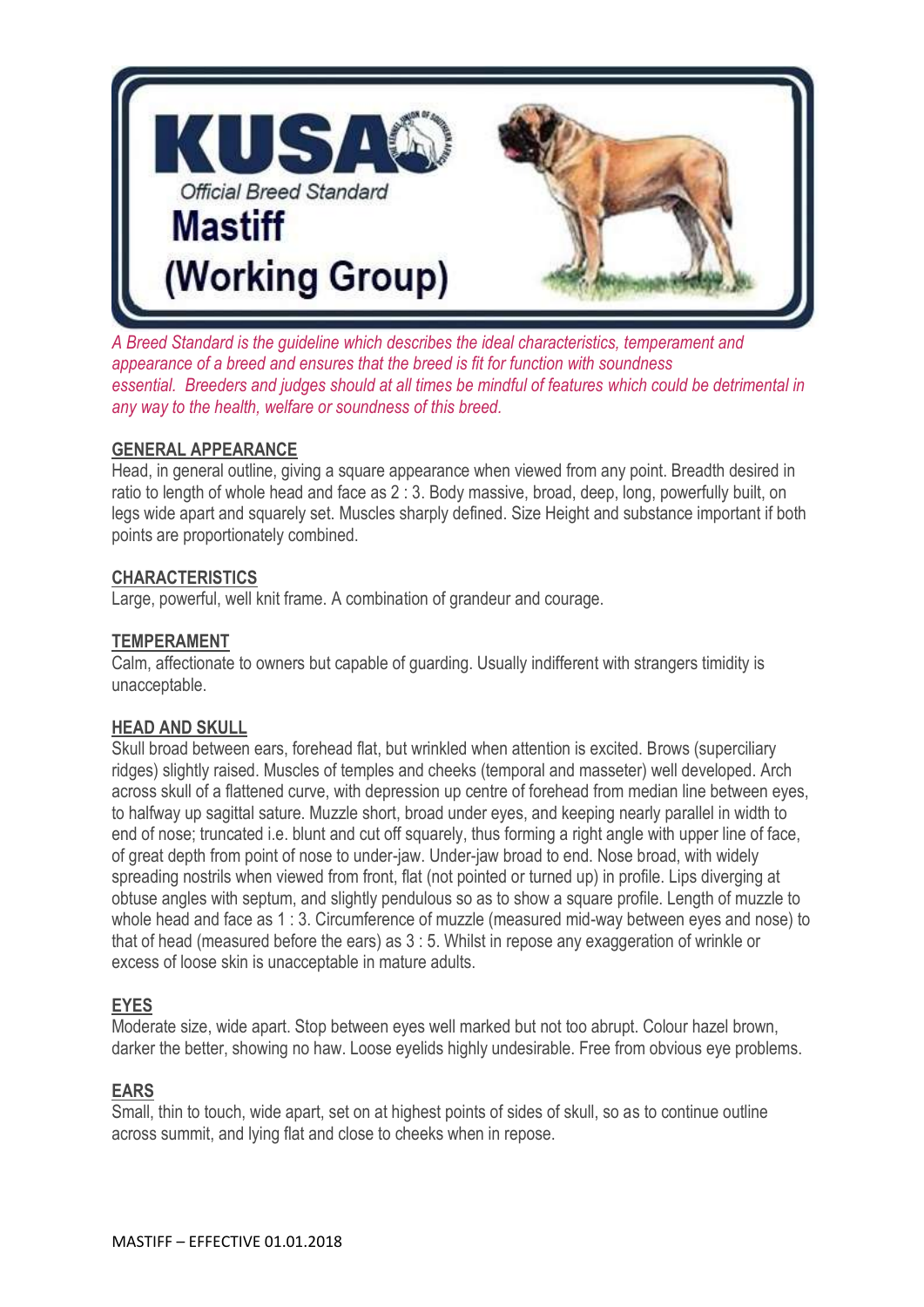# KUSA

Official Breed Standard

# Mastiff (Working Group)

*A Breed Standard is the guideline which describes the ideal characteristics, temperament and appearance of a breed and ensures that the breed is fit for function with soundness essential. Breeders and judges should at all times be mindful of features which could be detrimental in any way to the health, welfare or soundness of this breed.*

## GENERAL APPEARANCE

Head, in general outline, giving a square appearance when viewed from any point. Breadth desired in ratio to length of whole head and face as 2 : 3. Body massive, broad, deep, long, powerfully built, on legs wide apart and squarely set. Muscles sharply defined. Size Height and substance important if both points are proportionately combined.

## CHARACTERISTICS

Large, powerful, well knit frame. A combination of grandeur and courage.

## TEMPERAMENT

Calm, affectionate to owners but capable of guarding. Usually indifferent with strangers timidity is unacceptable.

## HEAD AND SKULL

Skull broad between ears, forehead flat, but wrinkled when attention is excited. Brows (superciliary ridges) slightly raised. Muscles of temples and cheeks (temporal and masseter) well developed. Arch across skull of a flattened curve, with depression up centre of forehead from median line between eyes, to halfway up sagittal sature. Muzzle short, broad under eyes, and keeping nearly parallel in width to end of nose; truncated i.e. blunt and cut off squarely, thus forming a right angle with upper line of face, of great depth from point of nose to under-jaw. Under-jaw broad to end. Nose broad, with widely spreading nostrils when viewed from front, flat (not pointed or turned up) in profile. Lips diverging at obtuse angles with septum, and slightly pendulous so as to show a square profile. Length of muzzle to whole head and face as 1 : 3. Circumference of muzzle (measured mid-way between eyes and nose) to that of head (measured before the ears) as 3 : 5. Whilst in repose any exaggeration of wrinkle or excess of loose skin is unacceptable in mature adults.

## EYES

Moderate size, wide apart. Stop between eyes well marked but not too abrupt. Colour hazel brown, darker the better, showing no haw. Loose eyelids highly undesirable. Free from obvious eye problems.

## EARS

Small, thin to touch, wide apart, set on at highest points of sides of skull, so as to continue outline across summit, and lying flat and close to cheeks when in repose.

MASTIFF – EFFECTIVE 01.01.2018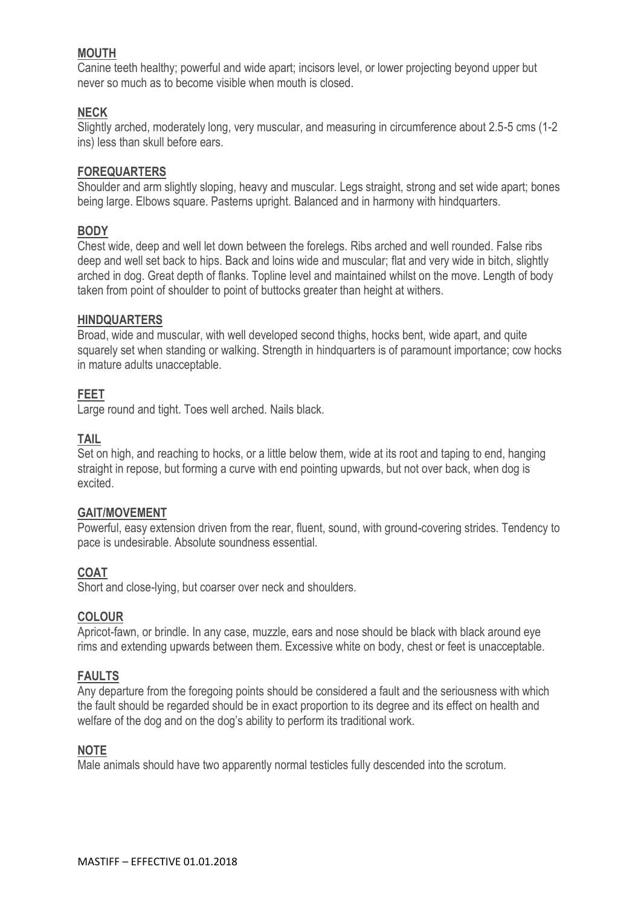## MOUTH

Canine teeth healthy; powerful and wide apart; incisors level, or lower projecting beyond upper but never so much as to become visible when mouth is closed.

## NECK

Slightly arched, moderately long, very muscular, and measuring in circumference about 2.5-5 cms (1-2 ins) less than skull before ears.

## FOREQUARTERS

Shoulder and arm slightly sloping, heavy and muscular. Legs straight, strong and set wide apart; bones being large. Elbows square. Pasterns upright. Balanced and in harmony with hindquarters.

## BODY

Chest wide, deep and well let down between the forelegs. Ribs arched and well rounded. False ribs deep and well set back to hips. Back and loins wide and muscular; flat and very wide in bitch, slightly arched in dog. Great depth of flanks. Topline level and maintained whilst on the move. Length of body taken from point of shoulder to point of buttocks greater than height at withers.

## HINDQUARTERS

Broad, wide and muscular, with well developed second thighs, hocks bent, wide apart, and quite squarely set when standing or walking. Strength in hindquarters is of paramount importance; cow hocks in mature adults unacceptable.

## FEET

Large round and tight. Toes well arched. Nails black.

## TAIL

Set on high, and reaching to hocks, or a little below them, wide at its root and taping to end, hanging straight in repose, but forming a curve with end pointing upwards, but not over back, when dog is excited.

## GAIT/MOVEMENT

Powerful, easy extension driven from the rear, fluent, sound, with ground-covering strides. Tendency to pace is undesirable. Absolute soundness essential.

## COAT

Short and close-lying, but coarser over neck and shoulders.

## COLOUR

Apricot-fawn, or brindle. In any case, muzzle, ears and nose should be black with black around eye rims and extending upwards between them. Excessive white on body, chest or feet is unacceptable.

## FAULTS

Any departure from the foregoing points should be considered a fault and the seriousness with which the fault should be regarded should be in exact proportion to its degree and its effect on health and welfare of the dog and on the dog's ability to perform its traditional work.

## NOTE

Male animals should have two apparently normal testicles fully descended into the scrotum.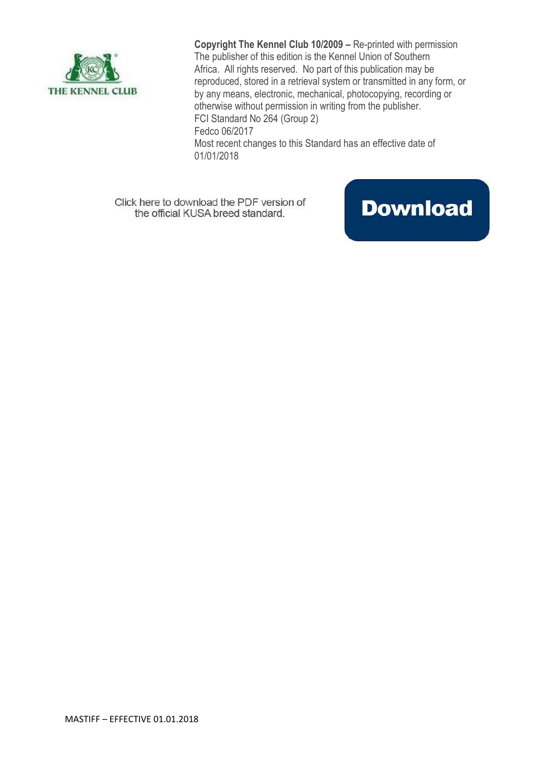**Copyright The Kennel Club 10/2009 –** Re-printed with permission
The publisher of this edition is the Kennel Union of Southern Africa. All rights reserved. No part of this publication may be reproduced, stored in a retrieval system or transmitted in any form, or by any means, electronic, mechanical, photocopying, recording or otherwise without permission in writing from the publisher.
FCI Standard No 264 (Group 2)
Fedco 06/2017
Most recent changes to this Standard has an effective date of 01/01/2018

Click here to download the PDF version of the official KUSA breed standard.

**Download**